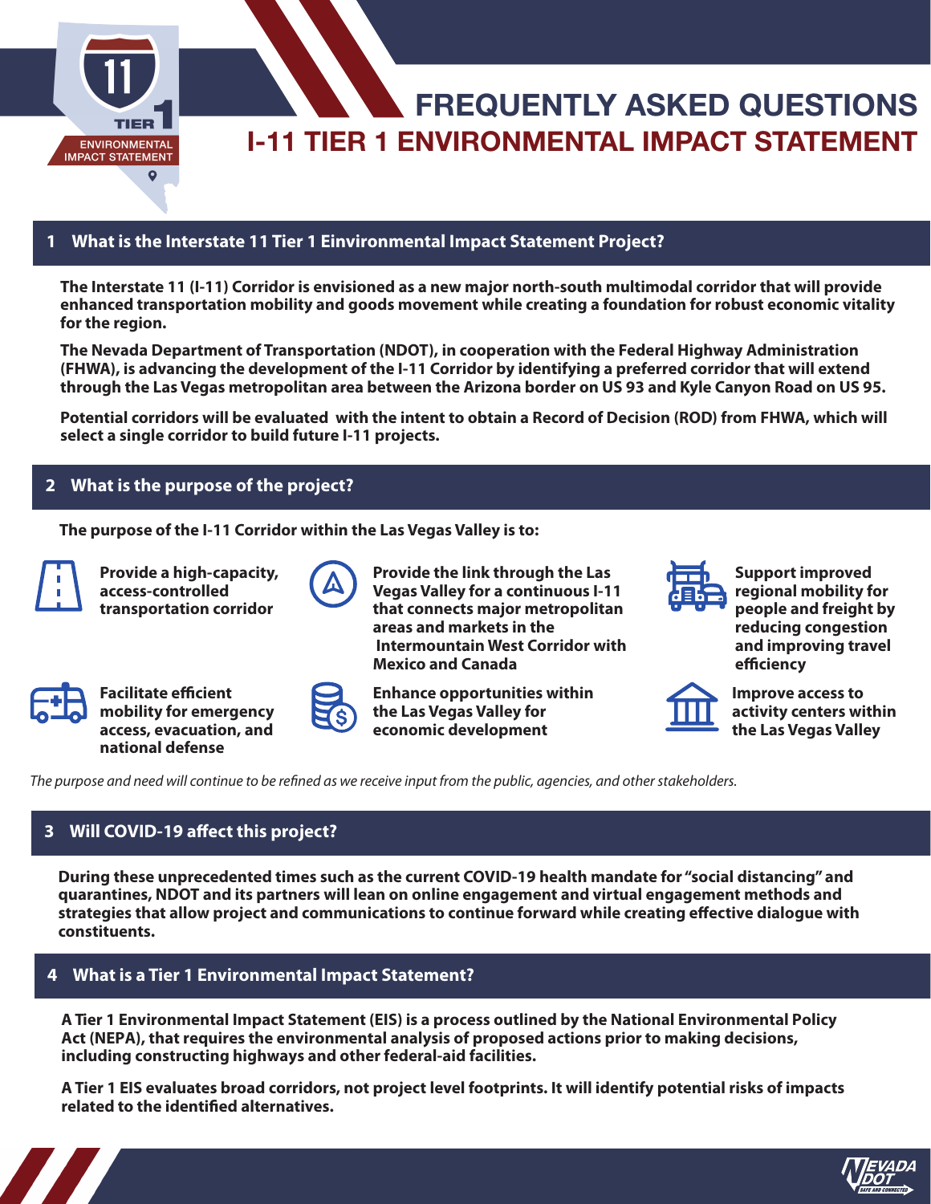# FREQUENTLY ASKED QUESTIONS

# I-11 TIER 1 ENVIRONMENTAL IMPACT STATEMENT

## 1 What is the Interstate 11 Tier 1 Einvironmental Impact Statement Project?

**The Interstate 11 (I-11) Corridor is envisioned as a new major north-south multimodal corridor that will provide enhanced transportation mobility and goods movement while creating a foundation for robust economic vitality for the region.**

**The Nevada Department of Transportation (NDOT), in cooperation with the Federal Highway Administration (FHWA), is advancing the development of the I-11 Corridor by identifying a preferred corridor that will extend through the Las Vegas metropolitan area between the Arizona border on US 93 and Kyle Canyon Road on US 95.**

**Potential corridors will be evaluated with the intent to obtain a Record of Decision (ROD) from FHWA, which will select a single corridor to build future I-11 projects.**

## 2 What is the purpose of the project?

**The purpose of the I-11 Corridor within the Las Vegas Valley is to:**

- **Provide a high-capacity, access-controlled transportation corridor**
- **Provide the link through the Las Vegas Valley for a continuous I-11 that connects major metropolitan areas and markets in the Intermountain West Corridor with Mexico and Canada**
- **Support improved regional mobility for people and freight by reducing congestion and improving travel efficiency**
- **Facilitate efficient mobility for emergency access, evacuation, and national defense**
- **Enhance opportunities within the Las Vegas Valley for economic development**
- **Improve access to activity centers within the Las Vegas Valley**

*The purpose and need will continue to be refined as we receive input from the public, agencies, and other stakeholders.*

## 3 Will COVID-19 affect this project?

**During these unprecedented times such as the current COVID-19 health mandate for "social distancing" and quarantines, NDOT and its partners will lean on online engagement and virtual engagement methods and strategies that allow project and communications to continue forward while creating effective dialogue with constituents.**

## 4 What is a Tier 1 Environmental Impact Statement?

**A Tier 1 Environmental Impact Statement (EIS) is a process outlined by the National Environmental Policy Act (NEPA), that requires the environmental analysis of proposed actions prior to making decisions, including constructing highways and other federal-aid facilities.**

**A Tier 1 EIS evaluates broad corridors, not project level footprints. It will identify potential risks of impacts related to the identified alternatives.**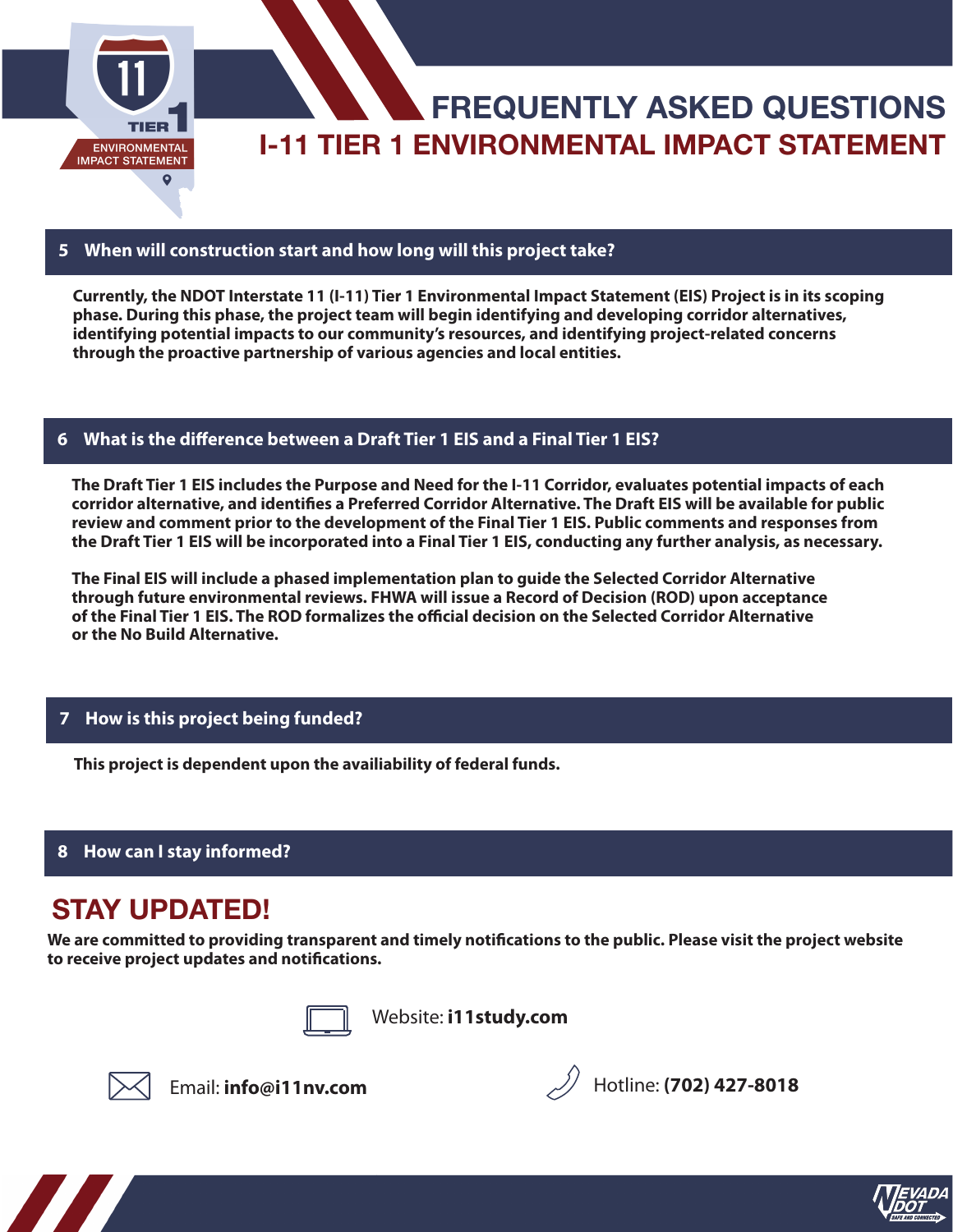# FREQUENTLY ASKED QUESTIONS

## I-11 TIER 1 ENVIRONMENTAL IMPACT STATEMENT

### 5 When will construction start and how long will this project take?

**Currently, the NDOT Interstate 11 (I-11) Tier 1 Environmental Impact Statement (EIS) Project is in its scoping phase. During this phase, the project team will begin identifying and developing corridor alternatives, identifying potential impacts to our community's resources, and identifying project-related concerns through the proactive partnership of various agencies and local entities.**

### 6 What is the difference between a Draft Tier 1 EIS and a Final Tier 1 EIS?

**The Draft Tier 1 EIS includes the Purpose and Need for the I-11 Corridor, evaluates potential impacts of each corridor alternative, and identifies a Preferred Corridor Alternative. The Draft EIS will be available for public review and comment prior to the development of the Final Tier 1 EIS. Public comments and responses from the Draft Tier 1 EIS will be incorporated into a Final Tier 1 EIS, conducting any further analysis, as necessary.**

**The Final EIS will include a phased implementation plan to guide the Selected Corridor Alternative through future environmental reviews. FHWA will issue a Record of Decision (ROD) upon acceptance of the Final Tier 1 EIS. The ROD formalizes the official decision on the Selected Corridor Alternative or the No Build Alternative.**

### 7 How is this project being funded?

**This project is dependent upon the availiability of federal funds.**

### 8 How can I stay informed?

## STAY UPDATED!

**We are committed to providing transparent and timely notifications to the public. Please visit the project website to receive project updates and notifications.**

Website: **i11study.com**

Email: **info@i11nv.com**

Hotline: **(702) 427-8018**